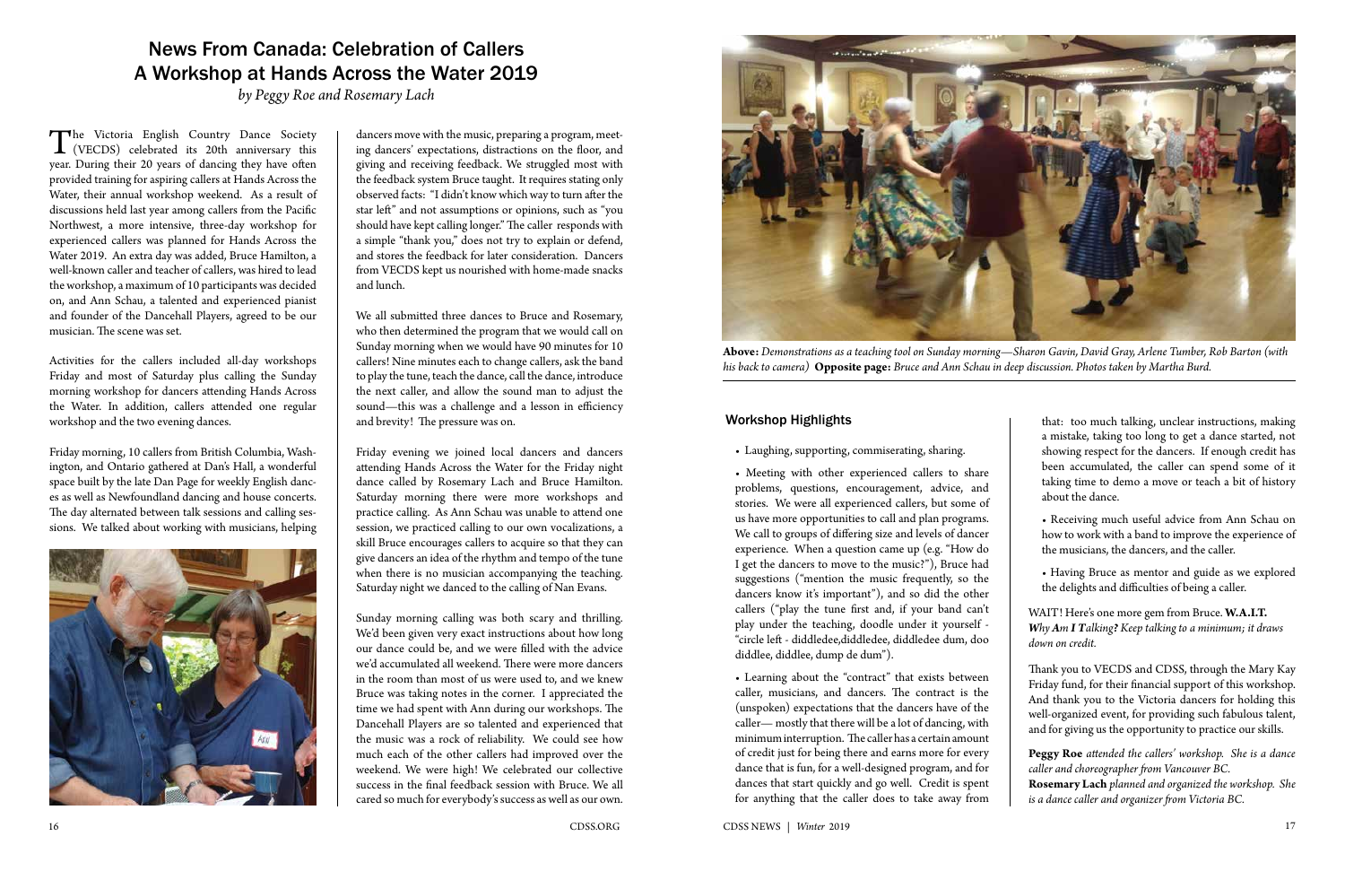# News From Canada: Celebration of Callers
## A Workshop at Hands Across the Water 2019

*by Peggy Roe and Rosemary Lach*

The Victoria English Country Dance Society (VECDS) celebrated its 20th anniversary this year. During their 20 years of dancing they have often provided training for aspiring callers at Hands Across the Water, their annual workshop weekend. As a result of discussions held last year among callers from the Pacific Northwest, a more intensive, three-day workshop for experienced callers was planned for Hands Across the Water 2019. An extra day was added, Bruce Hamilton, a well-known caller and teacher of callers, was hired to lead the workshop, a maximum of 10 participants was decided on, and Ann Schau, a talented and experienced pianist and founder of the Dancehall Players, agreed to be our musician. The scene was set.

Activities for the callers included all-day workshops Friday and most of Saturday plus calling the Sunday morning workshop for dancers attending Hands Across the Water. In addition, callers attended one regular workshop and the two evening dances.

Friday morning, 10 callers from British Columbia, Washington, and Ontario gathered at Dan's Hall, a wonderful space built by the late Dan Page for weekly English dances as well as Newfoundland dancing and house concerts. The day alternated between talk sessions and calling sessions. We talked about working with musicians, helping dancers move with the music, preparing a program, meeting dancers' expectations, distractions on the floor, and giving and receiving feedback. We struggled most with the feedback system Bruce taught. It requires stating only observed facts: "I didn't know which way to turn after the star left" and not assumptions or opinions, such as "you should have kept calling longer." The caller responds with a simple "thank you," does not try to explain or defend, and stores the feedback for later consideration. Dancers from VECDS kept us nourished with home-made snacks and lunch.

We all submitted three dances to Bruce and Rosemary, who then determined the program that we would call on Sunday morning when we would have 90 minutes for 10 callers! Nine minutes each to change callers, ask the band to play the tune, teach the dance, call the dance, introduce the next caller, and allow the sound man to adjust the sound—this was a challenge and a lesson in efficiency and brevity! The pressure was on.

Friday evening we joined local dancers and dancers attending Hands Across the Water for the Friday night dance called by Rosemary Lach and Bruce Hamilton. Saturday morning there were more workshops and practice calling. As Ann Schau was unable to attend one session, we practiced calling to our own vocalizations, a skill Bruce encourages callers to acquire so that they can give dancers an idea of the rhythm and tempo of the tune when there is no musician accompanying the teaching. Saturday night we danced to the calling of Nan Evans.

Sunday morning calling was both scary and thrilling. We'd been given very exact instructions about how long our dance could be, and we were filled with the advice we'd accumulated all weekend. There were more dancers in the room than most of us were used to, and we knew Bruce was taking notes in the corner. I appreciated the time we had spent with Ann during our workshops. The Dancehall Players are so talented and experienced that the music was a rock of reliability. We could see how much each of the other callers had improved over the weekend. We were high! We celebrated our collective success in the final feedback session with Bruce. We all cared so much for everybody's success as well as our own.

**Above:** *Demonstrations as a teaching tool on Sunday morning—Sharon Gavin, David Gray, Arlene Tumber, Rob Barton (with his back to camera)* **Opposite page:** *Bruce and Ann Schau in deep discussion. Photos taken by Martha Burd.*

### Workshop Highlights

- Laughing, supporting, commiserating, sharing.

- Meeting with other experienced callers to share problems, questions, encouragement, advice, and stories. We were all experienced callers, but some of us have more opportunities to call and plan programs. We call to groups of differing size and levels of dancer experience. When a question came up (e.g. "How do I get the dancers to move to the music?"), Bruce had suggestions ("mention the music frequently, so the dancers know it's important"), and so did the other callers ("play the tune first and, if your band can't play under the teaching, doodle under it yourself - "circle left - diddledee,diddledee, diddledee dum, doo diddlee, diddlee, dump de dum").

- Learning about the "contract" that exists between caller, musicians, and dancers. The contract is the (unspoken) expectations that the dancers have of the caller— mostly that there will be a lot of dancing, with minimum interruption. The caller has a certain amount of credit just for being there and earns more for every dance that is fun, for a well-designed program, and for dances that start quickly and go well. Credit is spent for anything that the caller does to take away from that: too much talking, unclear instructions, making a mistake, taking too long to get a dance started, not showing respect for the dancers. If enough credit has been accumulated, the caller can spend some of it taking time to demo a move or teach a bit of history about the dance.

- Receiving much useful advice from Ann Schau on how to work with a band to improve the experience of the musicians, the dancers, and the caller.

- Having Bruce as mentor and guide as we explored the delights and difficulties of being a caller.

WAIT! Here's one more gem from Bruce. **W.A.I.T.** ***W****hy* ***A****m* ***I*** ***T****alking? Keep talking to a minimum; it draws down on credit.*

Thank you to VECDS and CDSS, through the Mary Kay Friday fund, for their financial support of this workshop. And thank you to the Victoria dancers for holding this well-organized event, for providing such fabulous talent, and for giving us the opportunity to practice our skills.

**Peggy Roe** *attended the callers' workshop. She is a dance caller and choreographer from Vancouver BC.*
**Rosemary Lach** *planned and organized the workshop. She is a dance caller and organizer from Victoria BC.*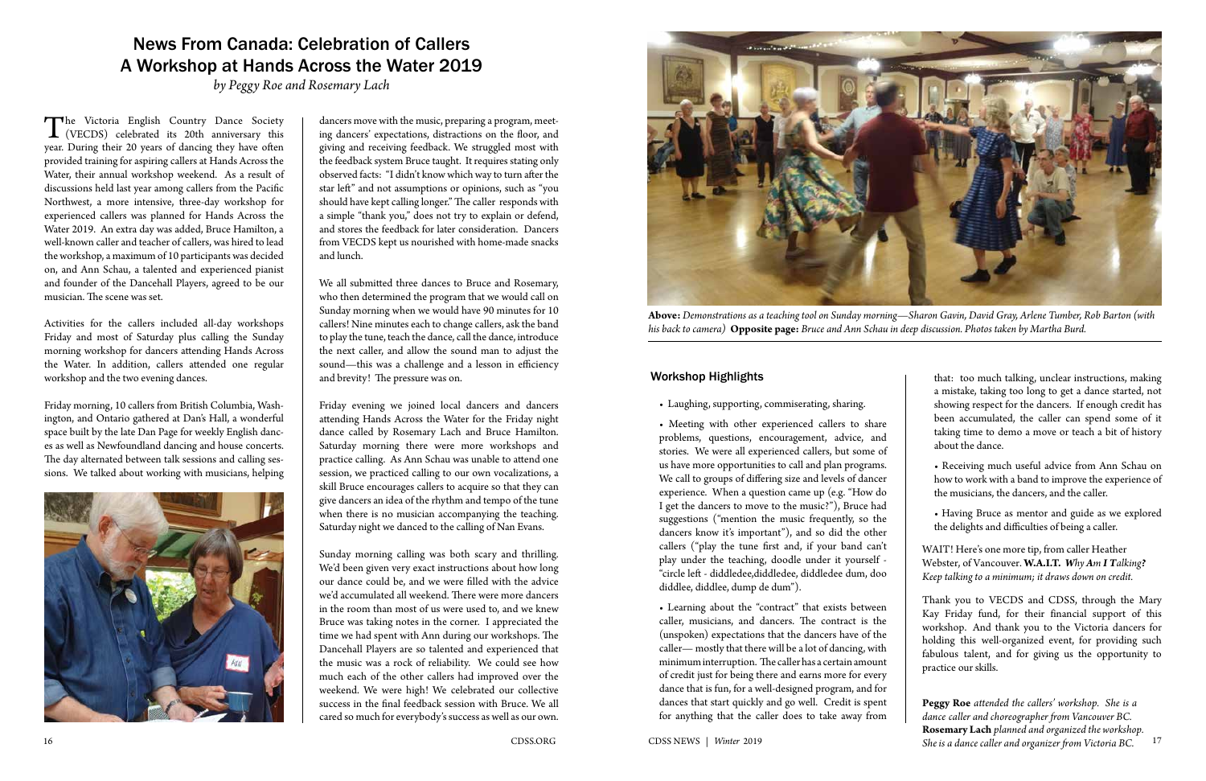# News From Canada: Celebration of Callers
## A Workshop at Hands Across the Water 2019

*by Peggy Roe and Rosemary Lach*

The Victoria English Country Dance Society (VECDS) celebrated its 20th anniversary this year. During their 20 years of dancing they have often provided training for aspiring callers at Hands Across the Water, their annual workshop weekend. As a result of discussions held last year among callers from the Pacific Northwest, a more intensive, three-day workshop for experienced callers was planned for Hands Across the Water 2019. An extra day was added, Bruce Hamilton, a well-known caller and teacher of callers, was hired to lead the workshop, a maximum of 10 participants was decided on, and Ann Schau, a talented and experienced pianist and founder of the Dancehall Players, agreed to be our musician. The scene was set.

Activities for the callers included all-day workshops Friday and most of Saturday plus calling the Sunday morning workshop for dancers attending Hands Across the Water. In addition, callers attended one regular workshop and the two evening dances.

Friday morning, 10 callers from British Columbia, Washington, and Ontario gathered at Dan's Hall, a wonderful space built by the late Dan Page for weekly English dances as well as Newfoundland dancing and house concerts. The day alternated between talk sessions and calling sessions. We talked about working with musicians, helping dancers move with the music, preparing a program, meeting dancers' expectations, distractions on the floor, and giving and receiving feedback. We struggled most with the feedback system Bruce taught. It requires stating only observed facts: "I didn't know which way to turn after the star left" and not assumptions or opinions, such as "you should have kept calling longer." The caller responds with a simple "thank you," does not try to explain or defend, and stores the feedback for later consideration. Dancers from VECDS kept us nourished with home-made snacks and lunch.

We all submitted three dances to Bruce and Rosemary, who then determined the program that we would call on Sunday morning when we would have 90 minutes for 10 callers! Nine minutes each to change callers, ask the band to play the tune, teach the dance, call the dance, introduce the next caller, and allow the sound man to adjust the sound—this was a challenge and a lesson in efficiency and brevity! The pressure was on.

Friday evening we joined local dancers and dancers attending Hands Across the Water for the Friday night dance called by Rosemary Lach and Bruce Hamilton. Saturday morning there were more workshops and practice calling. As Ann Schau was unable to attend one session, we practiced calling to our own vocalizations, a skill Bruce encourages callers to acquire so that they can give dancers an idea of the rhythm and tempo of the tune when there is no musician accompanying the teaching. Saturday night we danced to the calling of Nan Evans.

Sunday morning calling was both scary and thrilling. We'd been given very exact instructions about how long our dance could be, and we were filled with the advice we'd accumulated all weekend. There were more dancers in the room than most of us were used to, and we knew Bruce was taking notes in the corner. I appreciated the time we had spent with Ann during our workshops. The Dancehall Players are so talented and experienced that the music was a rock of reliability. We could see how much each of the other callers had improved over the weekend. We were high! We celebrated our collective success in the final feedback session with Bruce. We all cared so much for everybody's success as well as our own.

**Above:** *Demonstrations as a teaching tool on Sunday morning—Sharon Gavin, David Gray, Arlene Tumber, Rob Barton (with his back to camera)* **Opposite page:** *Bruce and Ann Schau in deep discussion. Photos taken by Martha Burd.*

### Workshop Highlights

- Laughing, supporting, commiserating, sharing.
- Meeting with other experienced callers to share problems, questions, encouragement, advice, and stories. We were all experienced callers, but some of us have more opportunities to call and plan programs. We call to groups of differing size and levels of dancer experience. When a question came up (e.g. "How do I get the dancers to move to the music?"), Bruce had suggestions ("mention the music frequently, so the dancers know it's important"), and so did the other callers ("play the tune first and, if your band can't play under the teaching, doodle under it yourself - "circle left - diddledee,diddledee, diddledee dum, doo diddlee, diddlee, dump de dum").
- Learning about the "contract" that exists between caller, musicians, and dancers. The contract is the (unspoken) expectations that the dancers have of the caller— mostly that there will be a lot of dancing, with minimum interruption. The caller has a certain amount of credit just for being there and earns more for every dance that is fun, for a well-designed program, and for dances that start quickly and go well. Credit is spent for anything that the caller does to take away from that: too much talking, unclear instructions, making a mistake, taking too long to get a dance started, not showing respect for the dancers. If enough credit has been accumulated, the caller can spend some of it taking time to demo a move or teach a bit of history about the dance.
- Receiving much useful advice from Ann Schau on how to work with a band to improve the experience of the musicians, the dancers, and the caller.
- Having Bruce as mentor and guide as we explored the delights and difficulties of being a caller.

WAIT! Here's one more tip, from caller Heather Webster, of Vancouver. **W.A.I.T.** ***W****hy* ***A****m* ***I*** ***T****alking?* *Keep talking to a minimum; it draws down on credit.*

Thank you to VECDS and CDSS, through the Mary Kay Friday fund, for their financial support of this workshop. And thank you to the Victoria dancers for holding this well-organized event, for providing such fabulous talent, and for giving us the opportunity to practice our skills.

**Peggy Roe** *attended the callers' workshop. She is a dance caller and choreographer from Vancouver BC.* **Rosemary Lach** *planned and organized the workshop. She is a dance caller and organizer from Victoria BC.*